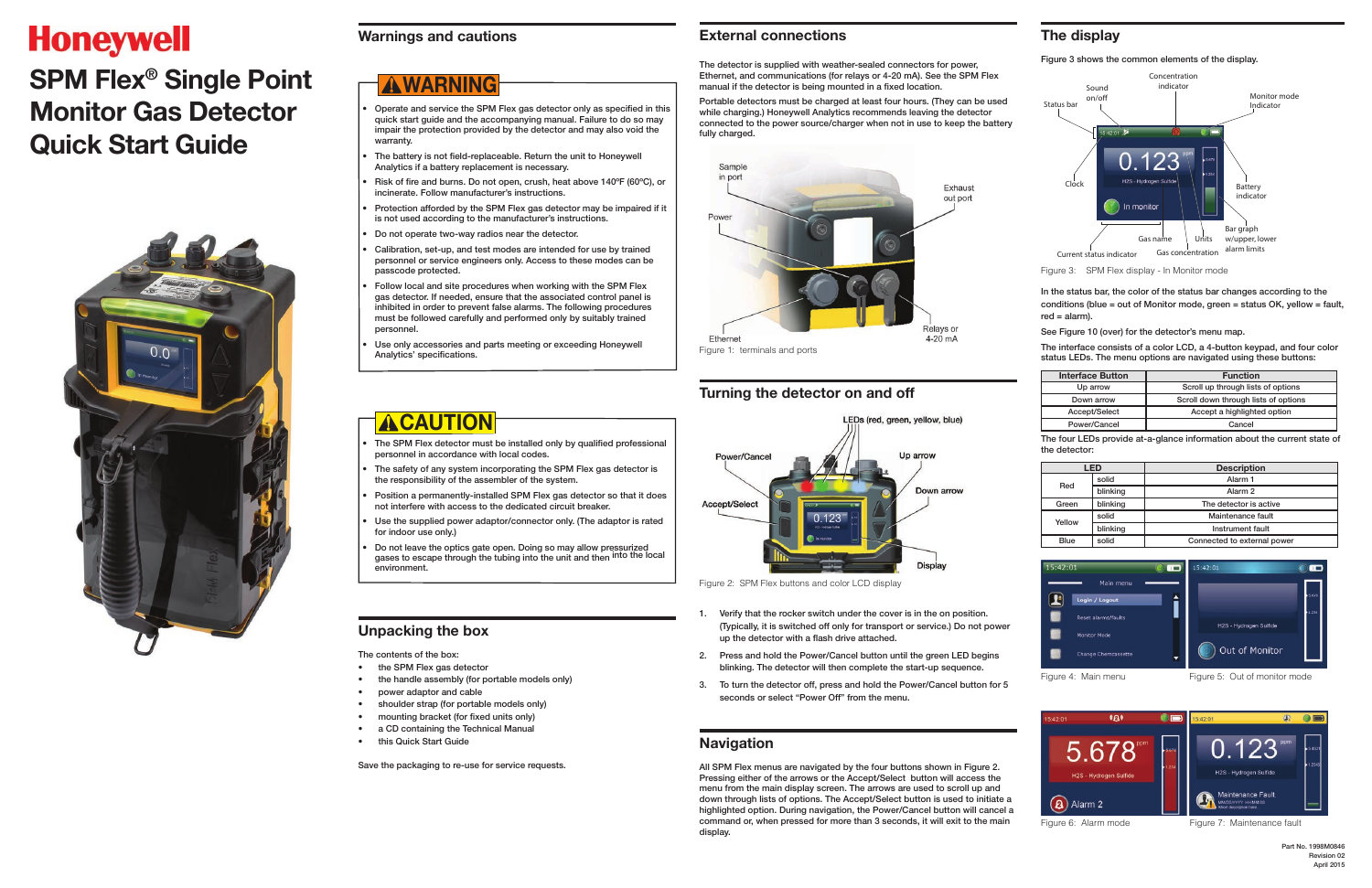# Honeywell

# SPM Flex® Single Point Monitor Gas Detector Quick Start Guide

## Warnings and cautions

**⚠WARNING**

- Operate and service the SPM Flex gas detector only as specified in this quick start guide and the accompanying manual. Failure to do so may impair the protection provided by the detector and may also void the warranty.
- The battery is not field-replaceable. Return the unit to Honeywell Analytics if a battery replacement is necessary.
- Risk of fire and burns. Do not open, crush, heat above 140ºF (60ºC), or incinerate. Follow manufacturer's instructions.
- Protection afforded by the SPM Flex gas detector may be impaired if it is not used according to the manufacturer's instructions.
- Do not operate two-way radios near the detector.
- Calibration, set-up, and test modes are intended for use by trained personnel or service engineers only. Access to these modes can be passcode protected.
- Follow local and site procedures when working with the SPM Flex gas detector. If needed, ensure that the associated control panel is inhibited in order to prevent false alarms. The following procedures must be followed carefully and performed only by suitably trained personnel.
- Use only accessories and parts meeting or exceeding Honeywell Analytics' specifications.

**⚠CAUTION**

- The SPM Flex detector must be installed only by qualified professional personnel in accordance with local codes.
- The safety of any system incorporating the SPM Flex gas detector is the responsibility of the assembler of the system.
- Position a permanently-installed SPM Flex gas detector so that it does not interfere with access to the dedicated circuit breaker.
- Use the supplied power adaptor/connector only. (The adaptor is rated for indoor use only.)
- Do not leave the optics gate open. Doing so may allow pressurized gases to escape through the tubing into the unit and then into the local environment.

## Unpacking the box

The contents of the box:

- the SPM Flex gas detector
- the handle assembly (for portable models only)
- power adaptor and cable
- shoulder strap (for portable models only)
- mounting bracket (for fixed units only)
- a CD containing the Technical Manual
- this Quick Start Guide

Save the packaging to re-use for service requests.

## External connections

The detector is supplied with weather-sealed connectors for power, Ethernet, and communications (for relays or 4-20 mA). See the SPM Flex manual if the detector is being mounted in a fixed location.

Portable detectors must be charged at least four hours. (They can be used while charging.) Honeywell Analytics recommends keeping the detector connected to the power source/charger when not in use to keep the battery fully charged.

Sample in port · Exhaust out port · Power · Ethernet · Relays or 4-20 mA

Figure 1: terminals and ports

## Turning the detector on and off

LEDs (red, green, yellow, blue) · Power/Cancel · Up arrow · Down arrow · Accept/Select · Display

Figure 2: SPM Flex buttons and color LCD display

1. Verify that the rocker switch under the cover is in the on position. (Typically, it is switched off only for transport or service.) Do not power up the detector with a flash drive attached.
2. Press and hold the Power/Cancel button until the green LED begins blinking. The detector will then complete the start-up sequence.
3. To turn the detector off, press and hold the Power/Cancel button for 5 seconds or select "Power Off" from the menu.

## Navigation

All SPM Flex menus are navigated by the four buttons shown in Figure 2. Pressing either of the arrows or the Accept/Select button will access the menu from the main display screen. The arrows are used to scroll up and down through lists of options. The Accept/Select button is used to initiate a highlighted option. During navigation, the Power/Cancel button will cancel a command or, when pressed for more than 3 seconds, it will exit to the main display.

## The display

Figure 3 shows the common elements of the display.

Status bar · Sound on/off · Concentration indicator · Monitor mode Indicator · Clock · Battery indicator · Bar graph w/upper, lower alarm limits · Current status indicator · Gas name · Units · Gas concentration

Figure 3: SPM Flex display - In Monitor mode

In the status bar, the color of the status bar changes according to the conditions (blue = out of Monitor mode, green = status OK, yellow = fault, red = alarm).

See Figure 10 (over) for the detector's menu map.

The interface consists of a color LCD, a 4-button keypad, and four color status LEDs. The menu options are navigated using these buttons:

| Interface Button | Function |
|---|---|
| Up arrow | Scroll up through lists of options |
| Down arrow | Scroll down through lists of options |
| Accept/Select | Accept a highlighted option |
| Power/Cancel | Cancel |

The four LEDs provide at-a-glance information about the current state of the detector:

| LED | | Description |
|---|---|---|
| Red | solid | Alarm 1 |
| | blinking | Alarm 2 |
| Green | blinking | The detector is active |
| Yellow | solid | Maintenance fault |
| | blinking | Instrument fault |
| Blue | solid | Connected to external power |

Figure 4: Main menu

Figure 5: Out of monitor mode

Figure 6: Alarm mode

Figure 7: Maintenance fault

Part No. 1998M0846
Revision 02
April 2015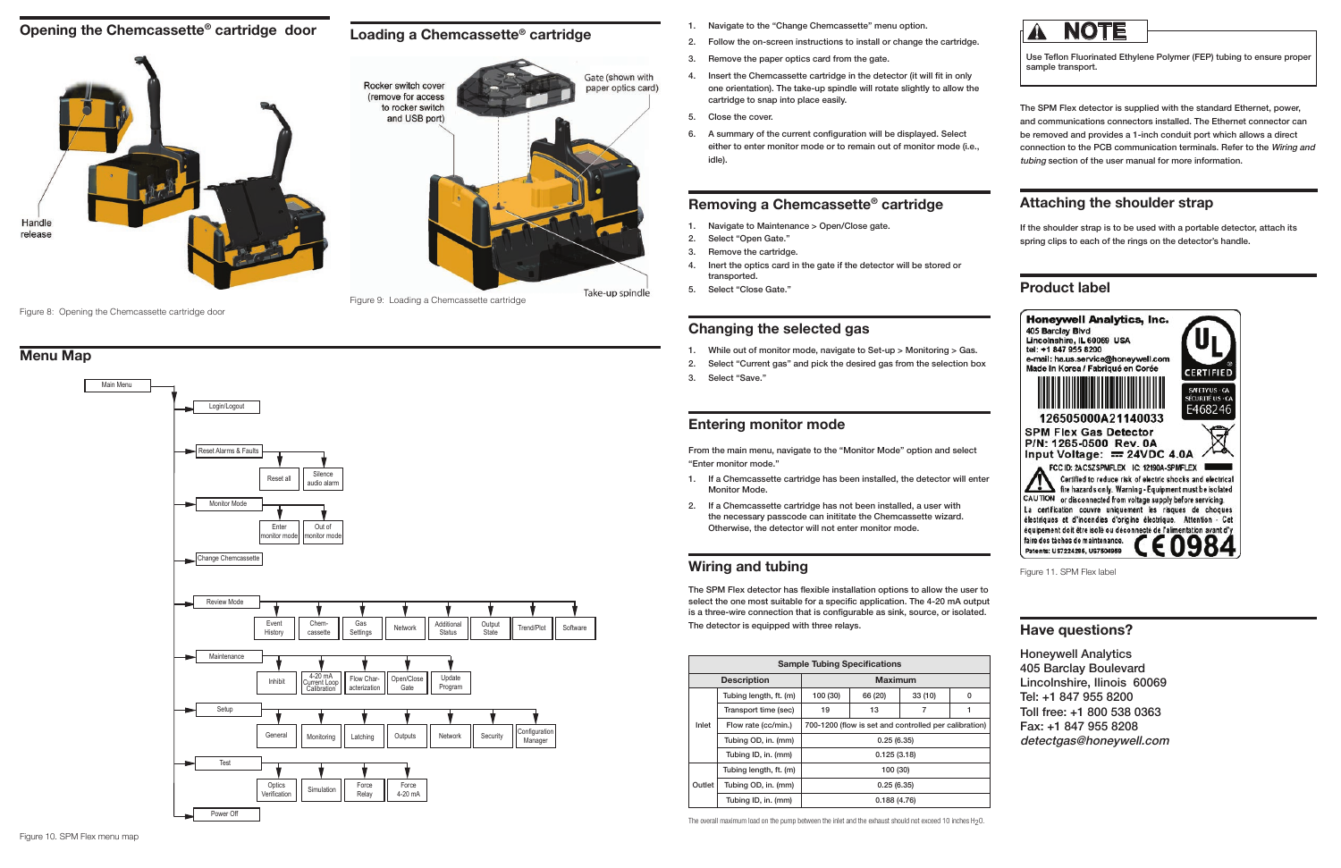## Opening the Chemcassette® cartridge door

Handle release

Figure 8: Opening the Chemcassette cartridge door

## Loading a Chemcassette® cartridge

Rocker switch cover (remove for access to rocker switch and USB port)

Gate (shown with paper optics card)

Take-up spindle

Figure 9: Loading a Chemcassette cartridge

1. Navigate to the "Change Chemcassette" menu option.
2. Follow the on-screen instructions to install or change the cartridge.
3. Remove the paper optics card from the gate.
4. Insert the Chemcassette cartridge in the detector (it will fit in only one orientation). The take-up spindle will rotate slightly to allow the cartridge to snap into place easily.
5. Close the cover.
6. A summary of the current configuration will be displayed. Select either to enter monitor mode or to remain out of monitor mode (i.e., idle).

## Menu Map

Main Menu

Login/Logout

Reset Alarms & Faults
- Reset all
- Silence audio alarm

Monitor Mode
- Enter monitor mode
- Out of monitor mode

Change Chemcassette

Review Mode
- Event History
- Chem-cassette
- Gas Settings
- Network
- Additional Status
- Output State
- Trend/Plot
- Software

Maintenance
- Inhibit
- 4-20 mA Current Loop Calibration
- Flow Char-acterization
- Open/Close Gate
- Update Program

Setup
- General
- Monitoring
- Latching
- Outputs
- Network
- Security
- Configuration Manager

Test
- Optics Verification
- Simulation
- Force Relay
- Force 4-20 mA

Power Off

Figure 10. SPM Flex menu map

## Removing a Chemcassette® cartridge

1. Navigate to Maintenance > Open/Close gate.
2. Select "Open Gate."
3. Remove the cartridge.
4. Inert the optics card in the gate if the detector will be stored or transported.
5. Select "Close Gate."

## Changing the selected gas

1. While out of monitor mode, navigate to Set-up > Monitoring > Gas.
2. Select "Current gas" and pick the desired gas from the selection box
3. Select "Save."

## Entering monitor mode

From the main menu, navigate to the "Monitor Mode" option and select "Enter monitor mode."

1. If a Chemcassette cartridge has been installed, the detector will enter Monitor Mode.
2. If a Chemcassette cartridge has not been installed, a user with the necessary passcode can initiate the Chemcassette wizard. Otherwise, the detector will not enter monitor mode.

## Wiring and tubing

The SPM Flex detector has flexible installation options to allow the user to select the one most suitable for a specific application. The 4-20 mA output is a three-wire connection that is configurable as sink, source, or isolated.

The detector is equipped with three relays.

| Sample Tubing Specifications | | | | | |
|---|---|---|---|---|---|
| Description | | Maximum | | | |
| Inlet | Tubing length, ft. (m) | 100 (30) | 66 (20) | 33 (10) | 0 |
| | Transport time (sec) | 19 | 13 | 7 | 1 |
| | Flow rate (cc/min.) | 700-1200 (flow is set and controlled per calibration) | | | |
| | Tubing OD, in. (mm) | 0.25 (6.35) | | | |
| | Tubing ID, in. (mm) | 0.125 (3.18) | | | |
| Outlet | Tubing length, ft. (m) | 100 (30) | | | |
| | Tubing OD, in. (mm) | 0.25 (6.35) | | | |
| | Tubing ID, in. (mm) | 0.188 (4.76) | | | |

The overall maximum load on the pump between the inlet and the exhaust should not exceed 10 inches $H_2O$.

> **NOTE**
>
> Use Teflon Fluorinated Ethylene Polymer (FEP) tubing to ensure proper sample transport.

The SPM Flex detector is supplied with the standard Ethernet, power, and communications connectors installed. The Ethernet connector can be removed and provides a 1-inch conduit port which allows a direct connection to the PCB communication terminals. Refer to the *Wiring and tubing* section of the user manual for more information.

## Attaching the shoulder strap

If the shoulder strap is to be used with a portable detector, attach its spring clips to each of the rings on the detector's handle.

## Product label

Honeywell Analytics, Inc.
405 Barclay Blvd
Lincolnshire, IL 60069 USA
tel: +1 847 955 8200
e-mail: ha.us.service@honeywell.com
Made in Korea / Fabriqué en Corée

126505000A21140033
SPM Flex Gas Detector
P/N: 1265-0500 Rev. 0A
Input Voltage: 24VDC 4.0A
FCC ID: 2ACSZSPMFLEX IC: 12190A-SPMFLEX

UL CERTIFIED SAFETY US · CA SÉCURITÉ US · CA E468246

CAUTION Certified to reduce risk of electric shocks and electrical fire hazards only. Warning - Equipment must be isolated or disconnected from voltage supply before servicing.
La certification couvre uniquement les risques de choques électriques et d'incendies d'origine électrique. Attention - Cet équipement doit être isolé ou déconnecté de l'alimentation avant d'y faire des tâches de maintenance.

Patents: US7224285, US7504959

CE 0984

Figure 11. SPM Flex label

## Have questions?

Honeywell Analytics
405 Barclay Boulevard
Lincolnshire, Illinois 60069
Tel: +1 847 955 8200
Toll free: +1 800 538 0363
Fax: +1 847 955 8208
*detectgas@honeywell.com*